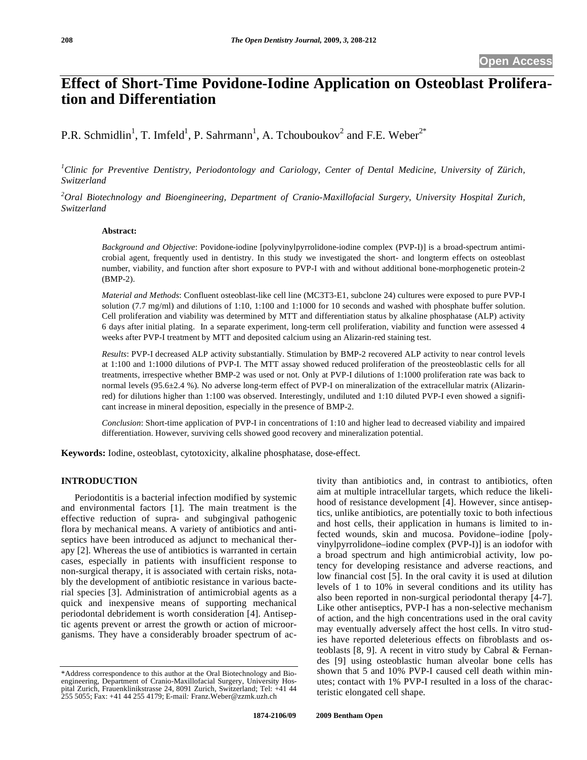# Effect of Short-Time Povidone-Iodine Application on Osteoblast Proliferation and Differentiation

P.R. Schmidlin[1], T. Imfeld[1], P. Sahrmann[1], A. Tchouboukov[2] and F.E. Weber[2*]

[1]*Clinic for Preventive Dentistry, Periodontology and Cariology, Center of Dental Medicine, University of Zürich, Switzerland*

[2]*Oral Biotechnology and Bioengineering, Department of Cranio-Maxillofacial Surgery, University Hospital Zurich, Switzerland*

**Abstract:**

*Background and Objective*: Povidone-iodine [polyvinylpyrrolidone-iodine complex (PVP-I)] is a broad-spectrum antimicrobial agent, frequently used in dentistry. In this study we investigated the short- and longterm effects on osteoblast number, viability, and function after short exposure to PVP-I with and without additional bone-morphogenetic protein-2 (BMP-2).

*Material and Methods*: Confluent osteoblast-like cell line (MC3T3-E1, subclone 24) cultures were exposed to pure PVP-I solution (7.7 mg/ml) and dilutions of 1:10, 1:100 and 1:1000 for 10 seconds and washed with phosphate buffer solution. Cell proliferation and viability was determined by MTT and differentiation status by alkaline phosphatase (ALP) activity 6 days after initial plating. In a separate experiment, long-term cell proliferation, viability and function were assessed 4 weeks after PVP-I treatment by MTT and deposited calcium using an Alizarin-red staining test.

*Results*: PVP-I decreased ALP activity substantially. Stimulation by BMP-2 recovered ALP activity to near control levels at 1:100 and 1:1000 dilutions of PVP-I. The MTT assay showed reduced proliferation of the preosteoblastic cells for all treatments, irrespective whether BMP-2 was used or not. Only at PVP-I dilutions of 1:1000 proliferation rate was back to normal levels (95.6±2.4 %). No adverse long-term effect of PVP-I on mineralization of the extracellular matrix (Alizarin-red) for dilutions higher than 1:100 was observed. Interestingly, undiluted and 1:10 diluted PVP-I even showed a significant increase in mineral deposition, especially in the presence of BMP-2.

*Conclusion*: Short-time application of PVP-I in concentrations of 1:10 and higher lead to decreased viability and impaired differentiation. However, surviving cells showed good recovery and mineralization potential.

**Keywords:** Iodine, osteoblast, cytotoxicity, alkaline phosphatase, dose-effect.

## INTRODUCTION

Periodontitis is a bacterial infection modified by systemic and environmental factors [1]. The main treatment is the effective reduction of supra- and subgingival pathogenic flora by mechanical means. A variety of antibiotics and antiseptics have been introduced as adjunct to mechanical therapy [2]. Whereas the use of antibiotics is warranted in certain cases, especially in patients with insufficient response to non-surgical therapy, it is associated with certain risks, notably the development of antibiotic resistance in various bacterial species [3]. Administration of antimicrobial agents as a quick and inexpensive means of supporting mechanical periodontal debridement is worth consideration [4]. Antiseptic agents prevent or arrest the growth or action of microorganisms. They have a considerably broader spectrum of activity than antibiotics and, in contrast to antibiotics, often aim at multiple intracellular targets, which reduce the likelihood of resistance development [4]. However, since antiseptics, unlike antibiotics, are potentially toxic to both infectious and host cells, their application in humans is limited to infected wounds, skin and mucosa. Povidone–iodine [polyvinylpyrrolidone–iodine complex (PVP-I)] is an iodofor with a broad spectrum and high antimicrobial activity, low potency for developing resistance and adverse reactions, and low financial cost [5]. In the oral cavity it is used at dilution levels of 1 to 10% in several conditions and its utility has also been reported in non-surgical periodontal therapy [4-7]. Like other antiseptics, PVP-I has a non-selective mechanism of action, and the high concentrations used in the oral cavity may eventually adversely affect the host cells. In vitro studies have reported deleterious effects on fibroblasts and osteoblasts [8, 9]. A recent in vitro study by Cabral & Fernandes [9] using osteoblastic human alveolar bone cells has shown that 5 and 10% PVP-I caused cell death within minutes; contact with 1% PVP-I resulted in a loss of the characteristic elongated cell shape.

*Address correspondence to this author at the Oral Biotechnology and Bioengineering, Department of Cranio-Maxillofacial Surgery, University Hospital Zurich, Frauenklinikstrasse 24, 8091 Zurich, Switzerland; Tel: +41 44 255 5055; Fax: +41 44 255 4179; E-mail: Franz.Weber@zzmk.uzh.ch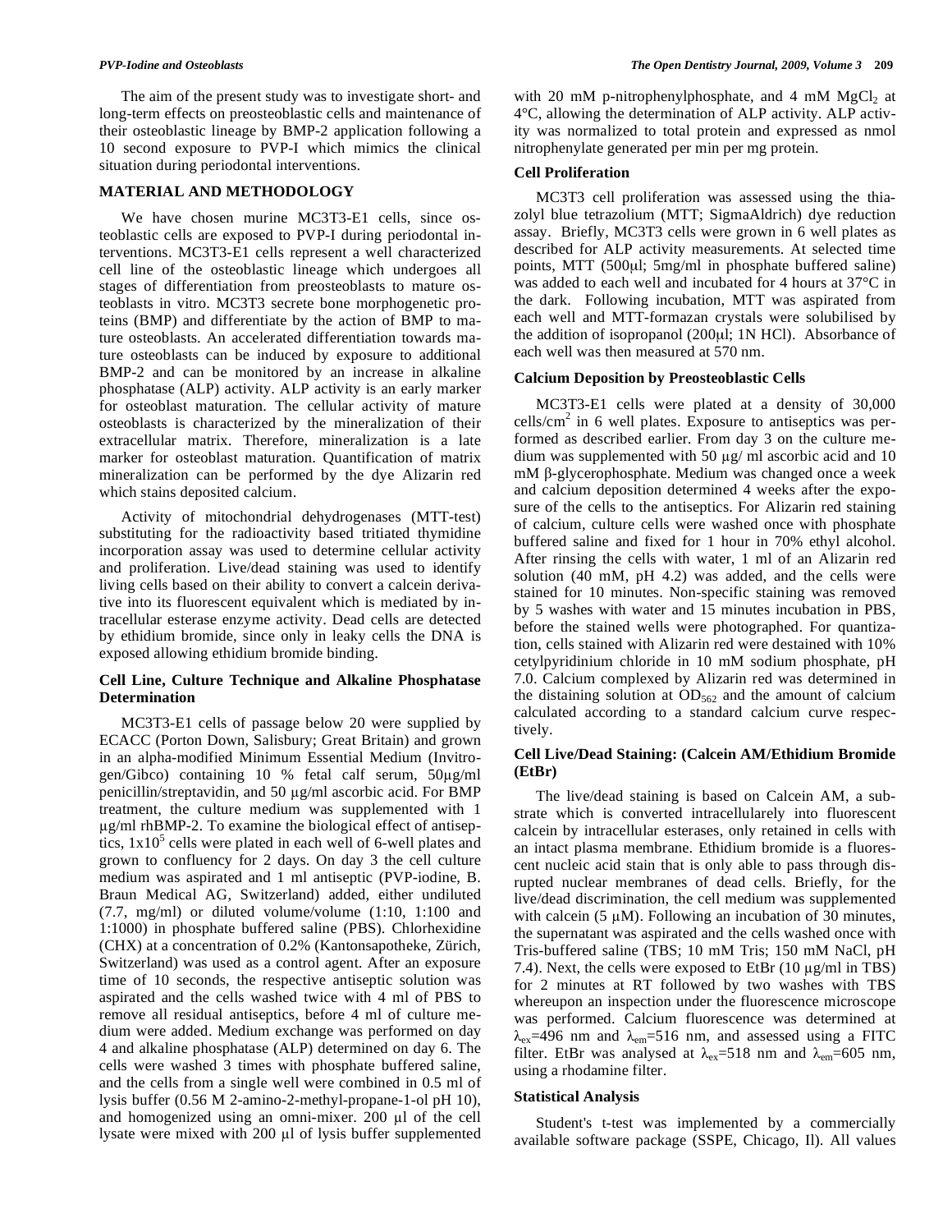The aim of the present study was to investigate short- and long-term effects on preosteoblastic cells and maintenance of their osteoblastic lineage by BMP-2 application following a 10 second exposure to PVP-I which mimics the clinical situation during periodontal interventions.

## MATERIAL AND METHODOLOGY

We have chosen murine MC3T3-E1 cells, since osteoblastic cells are exposed to PVP-I during periodontal interventions. MC3T3-E1 cells represent a well characterized cell line of the osteoblastic lineage which undergoes all stages of differentiation from preosteoblasts to mature osteoblasts in vitro. MC3T3 secrete bone morphogenetic proteins (BMP) and differentiate by the action of BMP to mature osteoblasts. An accelerated differentiation towards mature osteoblasts can be induced by exposure to additional BMP-2 and can be monitored by an increase in alkaline phosphatase (ALP) activity. ALP activity is an early marker for osteoblast maturation. The cellular activity of mature osteoblasts is characterized by the mineralization of their extracellular matrix. Therefore, mineralization is a late marker for osteoblast maturation. Quantification of matrix mineralization can be performed by the dye Alizarin red which stains deposited calcium.

Activity of mitochondrial dehydrogenases (MTT-test) substituting for the radioactivity based tritiated thymidine incorporation assay was used to determine cellular activity and proliferation. Live/dead staining was used to identify living cells based on their ability to convert a calcein derivative into its fluorescent equivalent which is mediated by intracellular esterase enzyme activity. Dead cells are detected by ethidium bromide, since only in leaky cells the DNA is exposed allowing ethidium bromide binding.

### Cell Line, Culture Technique and Alkaline Phosphatase Determination

MC3T3-E1 cells of passage below 20 were supplied by ECACC (Porton Down, Salisbury; Great Britain) and grown in an alpha-modified Minimum Essential Medium (Invitrogen/Gibco) containing 10 % fetal calf serum, 50μg/ml penicillin/streptavidin, and 50 μg/ml ascorbic acid. For BMP treatment, the culture medium was supplemented with 1 μg/ml rhBMP-2. To examine the biological effect of antiseptics, $1x10^5$ cells were plated in each well of 6-well plates and grown to confluency for 2 days. On day 3 the cell culture medium was aspirated and 1 ml antiseptic (PVP-iodine, B. Braun Medical AG, Switzerland) added, either undiluted (7.7, mg/ml) or diluted volume/volume (1:10, 1:100 and 1:1000) in phosphate buffered saline (PBS). Chlorhexidine (CHX) at a concentration of 0.2% (Kantonsapotheke, Zürich, Switzerland) was used as a control agent. After an exposure time of 10 seconds, the respective antiseptic solution was aspirated and the cells washed twice with 4 ml of PBS to remove all residual antiseptics, before 4 ml of culture medium were added. Medium exchange was performed on day 4 and alkaline phosphatase (ALP) determined on day 6. The cells were washed 3 times with phosphate buffered saline, and the cells from a single well were combined in 0.5 ml of lysis buffer (0.56 M 2-amino-2-methyl-propane-1-ol pH 10), and homogenized using an omni-mixer. 200 μl of the cell lysate were mixed with 200 μl of lysis buffer supplemented with 20 mM p-nitrophenylphosphate, and 4 mM $MgCl_2$ at 4°C, allowing the determination of ALP activity. ALP activity was normalized to total protein and expressed as nmol nitrophenylate generated per min per mg protein.

### Cell Proliferation

MC3T3 cell proliferation was assessed using the thiazolyl blue tetrazolium (MTT; SigmaAldrich) dye reduction assay. Briefly, MC3T3 cells were grown in 6 well plates as described for ALP activity measurements. At selected time points, MTT (500μl; 5mg/ml in phosphate buffered saline) was added to each well and incubated for 4 hours at 37°C in the dark. Following incubation, MTT was aspirated from each well and MTT-formazan crystals were solubilised by the addition of isopropanol (200μl; 1N HCl). Absorbance of each well was then measured at 570 nm.

### Calcium Deposition by Preosteoblastic Cells

MC3T3-E1 cells were plated at a density of 30,000 cells/$cm^2$ in 6 well plates. Exposure to antiseptics was performed as described earlier. From day 3 on the culture medium was supplemented with 50 μg/ ml ascorbic acid and 10 mM β-glycerophosphate. Medium was changed once a week and calcium deposition determined 4 weeks after the exposure of the cells to the antiseptics. For Alizarin red staining of calcium, culture cells were washed once with phosphate buffered saline and fixed for 1 hour in 70% ethyl alcohol. After rinsing the cells with water, 1 ml of an Alizarin red solution (40 mM, pH 4.2) was added, and the cells were stained for 10 minutes. Non-specific staining was removed by 5 washes with water and 15 minutes incubation in PBS, before the stained wells were photographed. For quantization, cells stained with Alizarin red were destained with 10% cetylpyridinium chloride in 10 mM sodium phosphate, pH 7.0. Calcium complexed by Alizarin red was determined in the distaining solution at $OD_{562}$ and the amount of calcium calculated according to a standard calcium curve respectively.

### Cell Live/Dead Staining: (Calcein AM/Ethidium Bromide (EtBr)

The live/dead staining is based on Calcein AM, a substrate which is converted intracellularely into fluorescent calcein by intracellular esterases, only retained in cells with an intact plasma membrane. Ethidium bromide is a fluorescent nucleic acid stain that is only able to pass through disrupted nuclear membranes of dead cells. Briefly, for the live/dead discrimination, the cell medium was supplemented with calcein (5 μM). Following an incubation of 30 minutes, the supernatant was aspirated and the cells washed once with Tris-buffered saline (TBS; 10 mM Tris; 150 mM NaCl, pH 7.4). Next, the cells were exposed to EtBr (10 μg/ml in TBS) for 2 minutes at RT followed by two washes with TBS whereupon an inspection under the fluorescence microscope was performed. Calcium fluorescence was determined at $\lambda_{ex}$=496 nm and $\lambda_{em}$=516 nm, and assessed using a FITC filter. EtBr was analysed at $\lambda_{ex}$=518 nm and $\lambda_{em}$=605 nm, using a rhodamine filter.

### Statistical Analysis

Student's t-test was implemented by a commercially available software package (SSPE, Chicago, Il). All values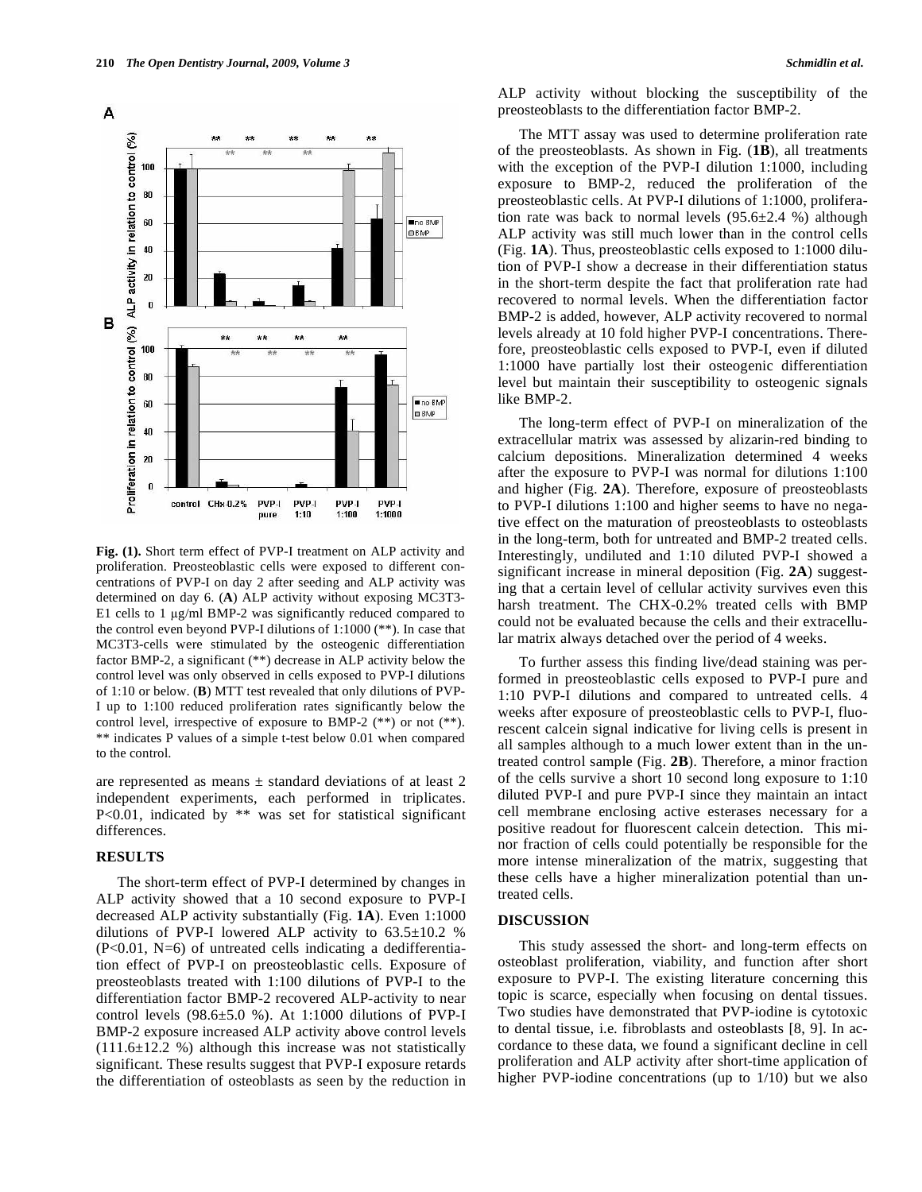**Fig. (1).** Short term effect of PVP-I treatment on ALP activity and proliferation. Preosteoblastic cells were exposed to different concentrations of PVP-I on day 2 after seeding and ALP activity was determined on day 6. (**A**) ALP activity without exposing MC3T3-E1 cells to 1 µg/ml BMP-2 was significantly reduced compared to the control even beyond PVP-I dilutions of 1:1000 (**). In case that MC3T3-cells were stimulated by the osteogenic differentiation factor BMP-2, a significant (**) decrease in ALP activity below the control level was only observed in cells exposed to PVP-I dilutions of 1:10 or below. (**B**) MTT test revealed that only dilutions of PVP-I up to 1:100 reduced proliferation rates significantly below the control level, irrespective of exposure to BMP-2 (**) or not (**). ** indicates P values of a simple t-test below 0.01 when compared to the control.

are represented as means ± standard deviations of at least 2 independent experiments, each performed in triplicates. P<0.01, indicated by ** was set for statistical significant differences.

## RESULTS

The short-term effect of PVP-I determined by changes in ALP activity showed that a 10 second exposure to PVP-I decreased ALP activity substantially (Fig. **1A**). Even 1:1000 dilutions of PVP-I lowered ALP activity to 63.5±10.2 % (P<0.01, N=6) of untreated cells indicating a dedifferentiation effect of PVP-I on preosteoblastic cells. Exposure of preosteoblasts treated with 1:100 dilutions of PVP-I to the differentiation factor BMP-2 recovered ALP-activity to near control levels (98.6±5.0 %). At 1:1000 dilutions of PVP-I BMP-2 exposure increased ALP activity above control levels (111.6±12.2 %) although this increase was not statistically significant. These results suggest that PVP-I exposure retards the differentiation of osteoblasts as seen by the reduction in ALP activity without blocking the susceptibility of the preosteoblasts to the differentiation factor BMP-2.

The MTT assay was used to determine proliferation rate of the preosteoblasts. As shown in Fig. (**1B**), all treatments with the exception of the PVP-I dilution 1:1000, including exposure to BMP-2, reduced the proliferation of the preosteoblastic cells. At PVP-I dilutions of 1:1000, proliferation rate was back to normal levels (95.6±2.4 %) although ALP activity was still much lower than in the control cells (Fig. **1A**). Thus, preosteoblastic cells exposed to 1:1000 dilution of PVP-I show a decrease in their differentiation status in the short-term despite the fact that proliferation rate had recovered to normal levels. When the differentiation factor BMP-2 is added, however, ALP activity recovered to normal levels already at 10 fold higher PVP-I concentrations. Therefore, preosteoblastic cells exposed to PVP-I, even if diluted 1:1000 have partially lost their osteogenic differentiation level but maintain their susceptibility to osteogenic signals like BMP-2.

The long-term effect of PVP-I on mineralization of the extracellular matrix was assessed by alizarin-red binding to calcium depositions. Mineralization determined 4 weeks after the exposure to PVP-I was normal for dilutions 1:100 and higher (Fig. **2A**). Therefore, exposure of preosteoblasts to PVP-I dilutions 1:100 and higher seems to have no negative effect on the maturation of preosteoblasts to osteoblasts in the long-term, both for untreated and BMP-2 treated cells. Interestingly, undiluted and 1:10 diluted PVP-I showed a significant increase in mineral deposition (Fig. **2A**) suggesting that a certain level of cellular activity survives even this harsh treatment. The CHX-0.2% treated cells with BMP could not be evaluated because the cells and their extracellular matrix always detached over the period of 4 weeks.

To further assess this finding live/dead staining was performed in preosteoblastic cells exposed to PVP-I pure and 1:10 PVP-I dilutions and compared to untreated cells. 4 weeks after exposure of preosteoblastic cells to PVP-I, fluorescent calcein signal indicative for living cells is present in all samples although to a much lower extent than in the untreated control sample (Fig. **2B**). Therefore, a minor fraction of the cells survive a short 10 second long exposure to 1:10 diluted PVP-I and pure PVP-I since they maintain an intact cell membrane enclosing active esterases necessary for a positive readout for fluorescent calcein detection. This minor fraction of cells could potentially be responsible for the more intense mineralization of the matrix, suggesting that these cells have a higher mineralization potential than untreated cells.

## DISCUSSION

This study assessed the short- and long-term effects on osteoblast proliferation, viability, and function after short exposure to PVP-I. The existing literature concerning this topic is scarce, especially when focusing on dental tissues. Two studies have demonstrated that PVP-iodine is cytotoxic to dental tissue, i.e. fibroblasts and osteoblasts [8, 9]. In accordance to these data, we found a significant decline in cell proliferation and ALP activity after short-time application of higher PVP-iodine concentrations (up to 1/10) but we also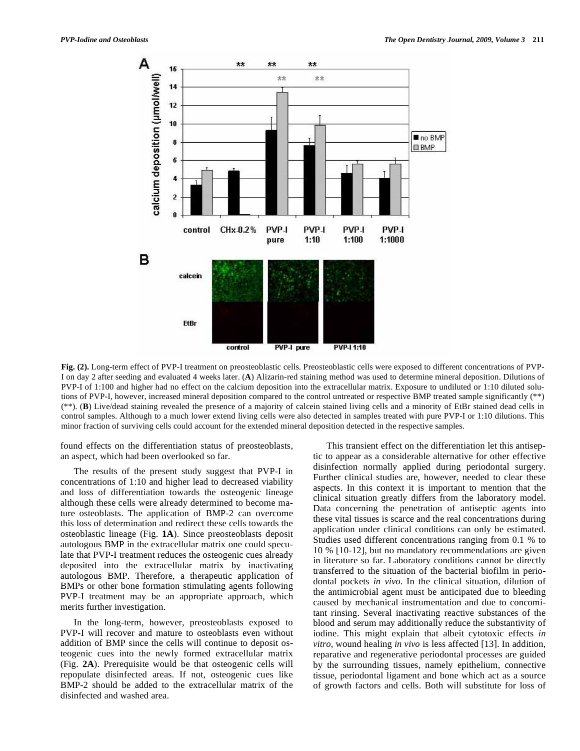**Fig. (2).** Long-term effect of PVP-I treatment on preosteoblastic cells. Preosteoblastic cells were exposed to different concentrations of PVP-I on day 2 after seeding and evaluated 4 weeks later. (**A**) Alizarin-red staining method was used to determine mineral deposition. Dilutions of PVP-I of 1:100 and higher had no effect on the calcium deposition into the extracellular matrix. Exposure to undiluted or 1:10 diluted solutions of PVP-I, however, increased mineral deposition compared to the control untreated or respective BMP treated sample significantly (**) (**). (**B**) Live/dead staining revealed the presence of a majority of calcein stained living cells and a minority of EtBr stained dead cells in control samples. Although to a much lower extend living cells were also detected in samples treated with pure PVP-I or 1:10 dilutions. This minor fraction of surviving cells could account for the extended mineral deposition detected in the respective samples.

found effects on the differentiation status of preosteoblasts, an aspect, which had been overlooked so far.

The results of the present study suggest that PVP-I in concentrations of 1:10 and higher lead to decreased viability and loss of differentiation towards the osteogenic lineage although these cells were already determined to become mature osteoblasts. The application of BMP-2 can overcome this loss of determination and redirect these cells towards the osteoblastic lineage (Fig. **1A**). Since preosteoblasts deposit autologous BMP in the extracellular matrix one could speculate that PVP-I treatment reduces the osteogenic cues already deposited into the extracellular matrix by inactivating autologous BMP. Therefore, a therapeutic application of BMPs or other bone formation stimulating agents following PVP-I treatment may be an appropriate approach, which merits further investigation.

In the long-term, however, preosteoblasts exposed to PVP-I will recover and mature to osteoblasts even without addition of BMP since the cells will continue to deposit osteogenic cues into the newly formed extracellular matrix (Fig. **2A**). Prerequisite would be that osteogenic cells will repopulate disinfected areas. If not, osteogenic cues like BMP-2 should be added to the extracellular matrix of the disinfected and washed area.

This transient effect on the differentiation let this antiseptic to appear as a considerable alternative for other effective disinfection normally applied during periodontal surgery. Further clinical studies are, however, needed to clear these aspects. In this context it is important to mention that the clinical situation greatly differs from the laboratory model. Data concerning the penetration of antiseptic agents into these vital tissues is scarce and the real concentrations during application under clinical conditions can only be estimated. Studies used different concentrations ranging from 0.1 % to 10 % [10-12], but no mandatory recommendations are given in literature so far. Laboratory conditions cannot be directly transferred to the situation of the bacterial biofilm in periodontal pockets *in vivo*. In the clinical situation, dilution of the antimicrobial agent must be anticipated due to bleeding caused by mechanical instrumentation and due to concomitant rinsing. Several inactivating reactive substances of the blood and serum may additionally reduce the substantivity of iodine. This might explain that albeit cytotoxic effects *in vitro*, wound healing *in vivo* is less affected [13]. In addition, reparative and regenerative periodontal processes are guided by the surrounding tissues, namely epithelium, connective tissue, periodontal ligament and bone which act as a source of growth factors and cells. Both will substitute for loss of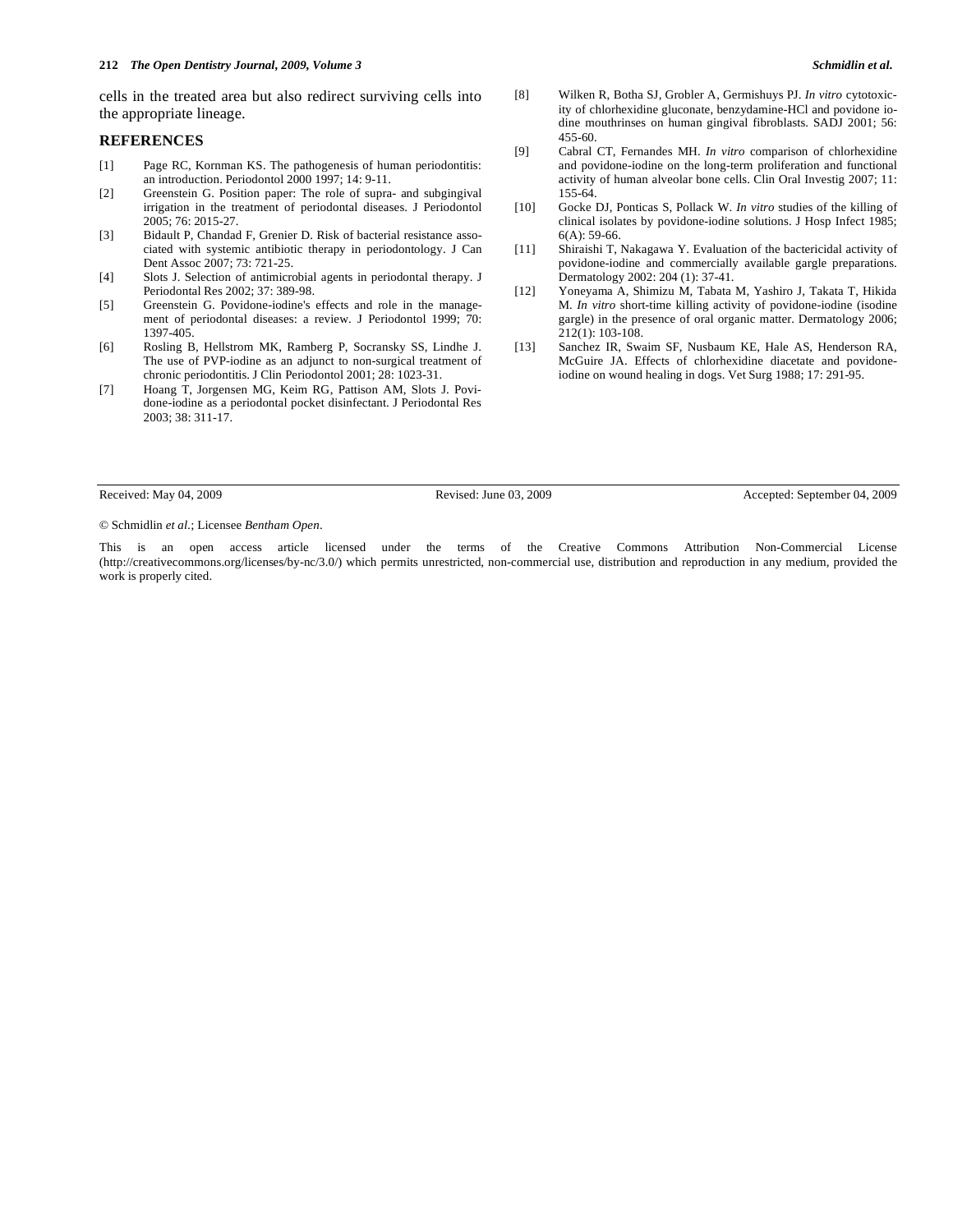cells in the treated area but also redirect surviving cells into the appropriate lineage.

## REFERENCES

[1] Page RC, Kornman KS. The pathogenesis of human periodontitis: an introduction. Periodontol 2000 1997; 14: 9-11.

[2] Greenstein G. Position paper: The role of supra- and subgingival irrigation in the treatment of periodontal diseases. J Periodontol 2005; 76: 2015-27.

[3] Bidault P, Chandad F, Grenier D. Risk of bacterial resistance associated with systemic antibiotic therapy in periodontology. J Can Dent Assoc 2007; 73: 721-25.

[4] Slots J. Selection of antimicrobial agents in periodontal therapy. J Periodontal Res 2002; 37: 389-98.

[5] Greenstein G. Povidone-iodine's effects and role in the management of periodontal diseases: a review. J Periodontol 1999; 70: 1397-405.

[6] Rosling B, Hellstrom MK, Ramberg P, Socransky SS, Lindhe J. The use of PVP-iodine as an adjunct to non-surgical treatment of chronic periodontitis. J Clin Periodontol 2001; 28: 1023-31.

[7] Hoang T, Jorgensen MG, Keim RG, Pattison AM, Slots J. Povidone-iodine as a periodontal pocket disinfectant. J Periodontal Res 2003; 38: 311-17.

[8] Wilken R, Botha SJ, Grobler A, Germishuys PJ. *In vitro* cytotoxicity of chlorhexidine gluconate, benzydamine-HCl and povidone iodine mouthrinses on human gingival fibroblasts. SADJ 2001; 56: 455-60.

[9] Cabral CT, Fernandes MH. *In vitro* comparison of chlorhexidine and povidone-iodine on the long-term proliferation and functional activity of human alveolar bone cells. Clin Oral Investig 2007; 11: 155-64.

[10] Gocke DJ, Ponticas S, Pollack W. *In vitro* studies of the killing of clinical isolates by povidone-iodine solutions. J Hosp Infect 1985; 6(A): 59-66.

[11] Shiraishi T, Nakagawa Y. Evaluation of the bactericidal activity of povidone-iodine and commercially available gargle preparations. Dermatology 2002: 204 (1): 37-41.

[12] Yoneyama A, Shimizu M, Tabata M, Yashiro J, Takata T, Hikida M. *In vitro* short-time killing activity of povidone-iodine (isodine gargle) in the presence of oral organic matter. Dermatology 2006; 212(1): 103-108.

[13] Sanchez IR, Swaim SF, Nusbaum KE, Hale AS, Henderson RA, McGuire JA. Effects of chlorhexidine diacetate and povidone-iodine on wound healing in dogs. Vet Surg 1988; 17: 291-95.

Received: May 04, 2009 Revised: June 03, 2009 Accepted: September 04, 2009

© Schmidlin *et al.*; Licensee *Bentham Open*.

This is an open access article licensed under the terms of the Creative Commons Attribution Non-Commercial License (http://creativecommons.org/licenses/by-nc/3.0/) which permits unrestricted, non-commercial use, distribution and reproduction in any medium, provided the work is properly cited.